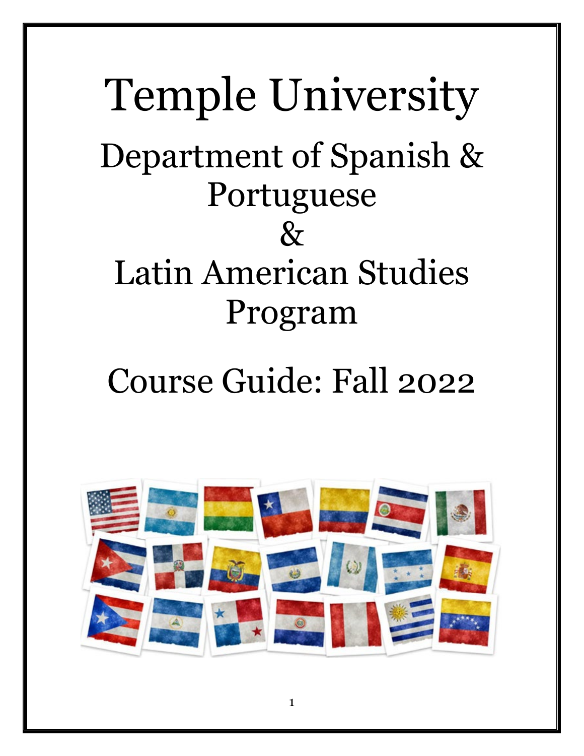# Temple University

## Department of Spanish & Portuguese
## &
## Latin American Studies Program

## Course Guide: Fall 2022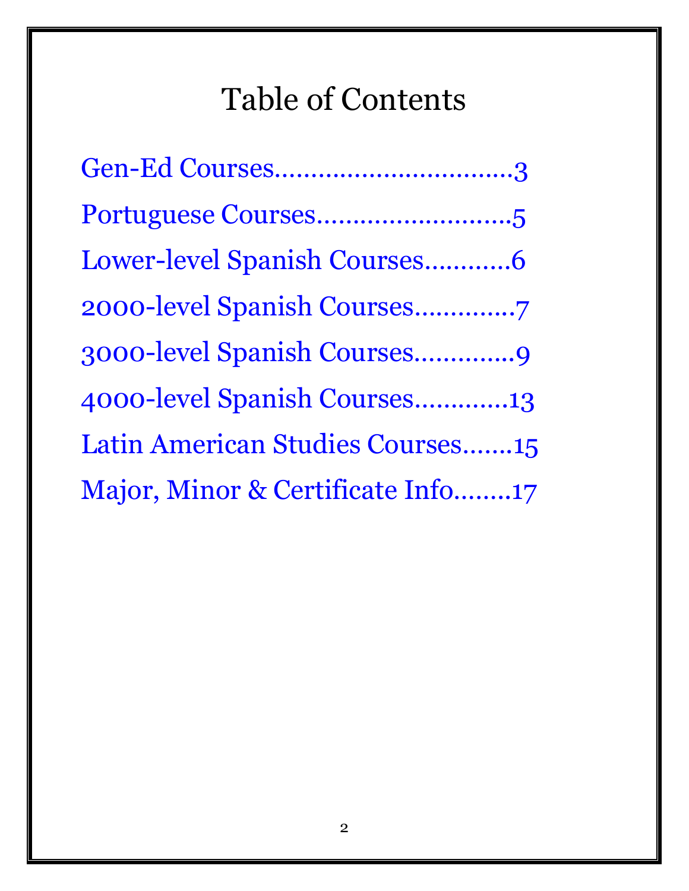# Table of Contents

Gen-Ed Courses................................3

Portuguese Courses..........................5

Lower-level Spanish Courses...........6

2000-level Spanish Courses.............7

3000-level Spanish Courses.............9

4000-level Spanish Courses............13

Latin American Studies Courses.......15

Major, Minor & Certificate Info........17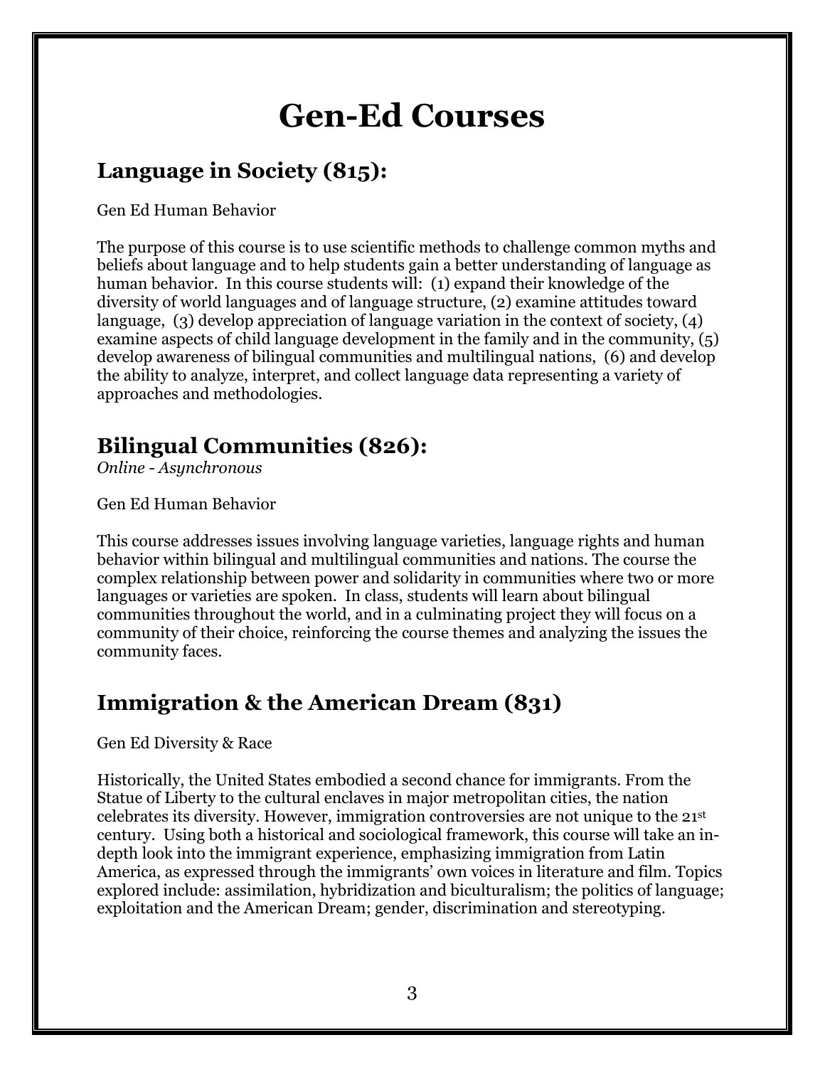# Gen-Ed Courses

## Language in Society (815):

Gen Ed Human Behavior

The purpose of this course is to use scientific methods to challenge common myths and beliefs about language and to help students gain a better understanding of language as human behavior. In this course students will: (1) expand their knowledge of the diversity of world languages and of language structure, (2) examine attitudes toward language, (3) develop appreciation of language variation in the context of society, (4) examine aspects of child language development in the family and in the community, (5) develop awareness of bilingual communities and multilingual nations, (6) and develop the ability to analyze, interpret, and collect language data representing a variety of approaches and methodologies.

## Bilingual Communities (826):

*Online - Asynchronous*

Gen Ed Human Behavior

This course addresses issues involving language varieties, language rights and human behavior within bilingual and multilingual communities and nations. The course the complex relationship between power and solidarity in communities where two or more languages or varieties are spoken. In class, students will learn about bilingual communities throughout the world, and in a culminating project they will focus on a community of their choice, reinforcing the course themes and analyzing the issues the community faces.

## Immigration & the American Dream (831)

Gen Ed Diversity & Race

Historically, the United States embodied a second chance for immigrants. From the Statue of Liberty to the cultural enclaves in major metropolitan cities, the nation celebrates its diversity. However, immigration controversies are not unique to the 21st century. Using both a historical and sociological framework, this course will take an in-depth look into the immigrant experience, emphasizing immigration from Latin America, as expressed through the immigrants' own voices in literature and film. Topics explored include: assimilation, hybridization and biculturalism; the politics of language; exploitation and the American Dream; gender, discrimination and stereotyping.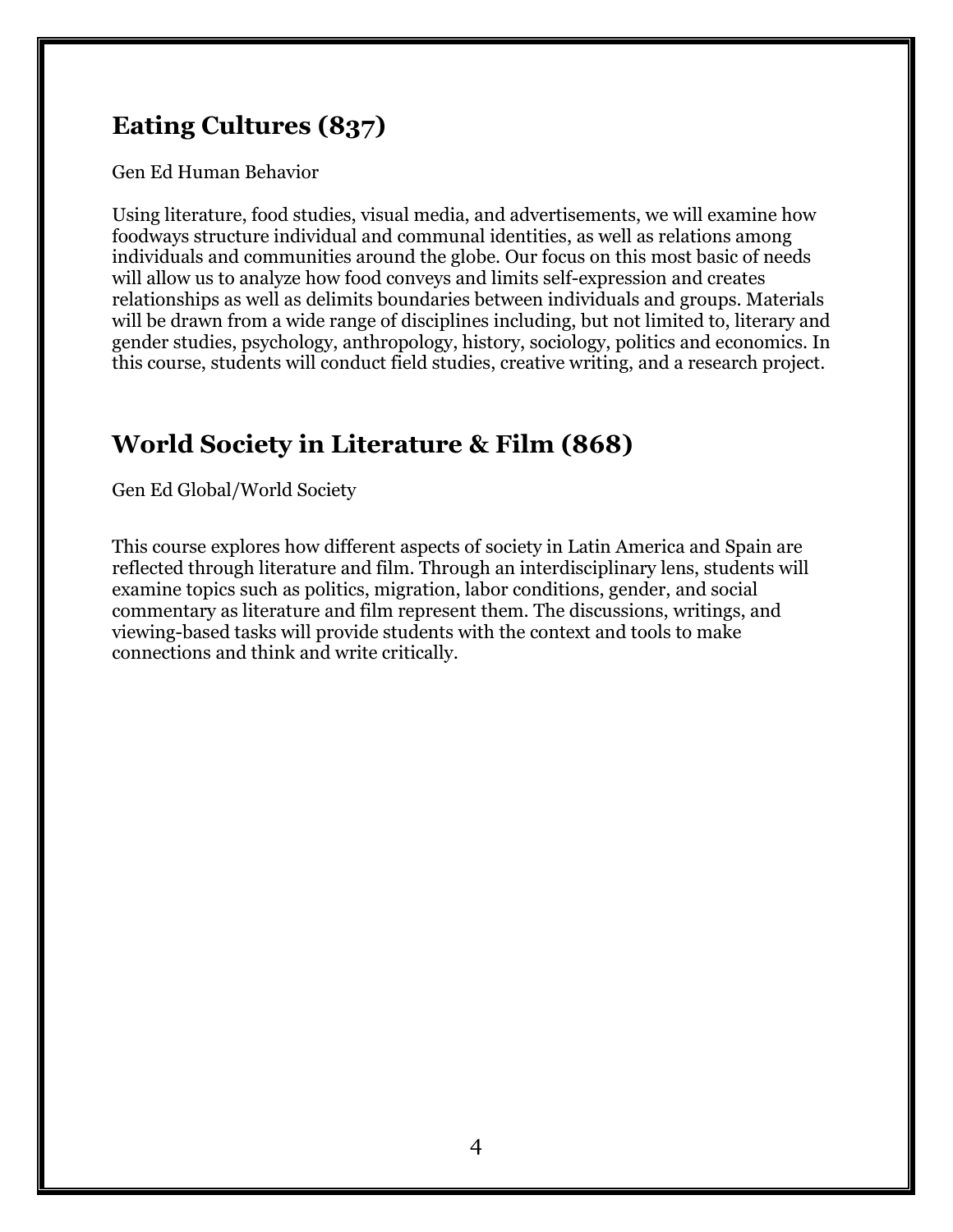## Eating Cultures (837)

Gen Ed Human Behavior

Using literature, food studies, visual media, and advertisements, we will examine how foodways structure individual and communal identities, as well as relations among individuals and communities around the globe. Our focus on this most basic of needs will allow us to analyze how food conveys and limits self-expression and creates relationships as well as delimits boundaries between individuals and groups. Materials will be drawn from a wide range of disciplines including, but not limited to, literary and gender studies, psychology, anthropology, history, sociology, politics and economics. In this course, students will conduct field studies, creative writing, and a research project.

## World Society in Literature & Film (868)

Gen Ed Global/World Society

This course explores how different aspects of society in Latin America and Spain are reflected through literature and film. Through an interdisciplinary lens, students will examine topics such as politics, migration, labor conditions, gender, and social commentary as literature and film represent them. The discussions, writings, and viewing-based tasks will provide students with the context and tools to make connections and think and write critically.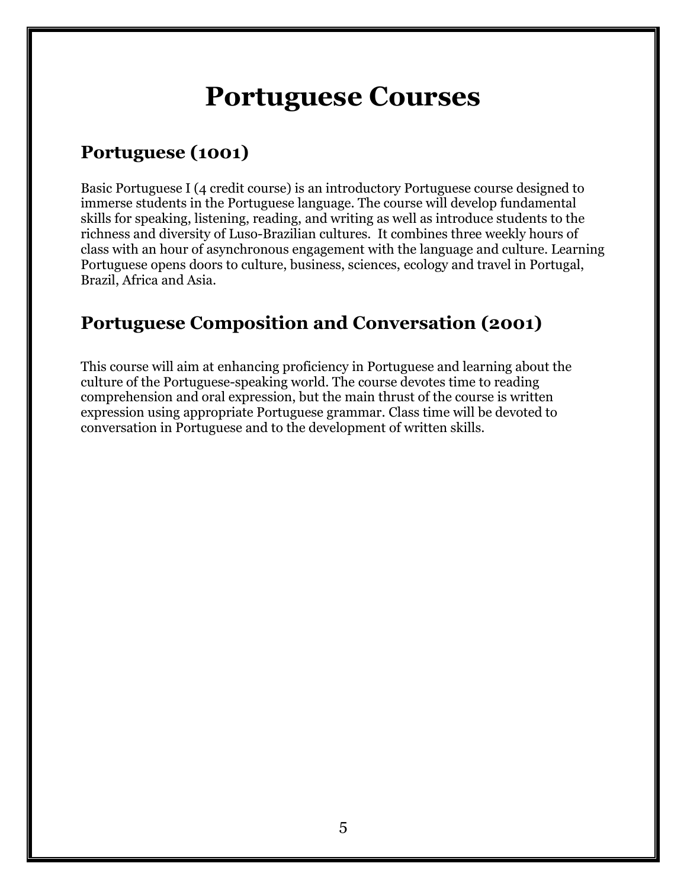# Portuguese Courses

## Portuguese (1001)

Basic Portuguese I (4 credit course) is an introductory Portuguese course designed to immerse students in the Portuguese language. The course will develop fundamental skills for speaking, listening, reading, and writing as well as introduce students to the richness and diversity of Luso-Brazilian cultures. It combines three weekly hours of class with an hour of asynchronous engagement with the language and culture. Learning Portuguese opens doors to culture, business, sciences, ecology and travel in Portugal, Brazil, Africa and Asia.

## Portuguese Composition and Conversation (2001)

This course will aim at enhancing proficiency in Portuguese and learning about the culture of the Portuguese-speaking world. The course devotes time to reading comprehension and oral expression, but the main thrust of the course is written expression using appropriate Portuguese grammar. Class time will be devoted to conversation in Portuguese and to the development of written skills.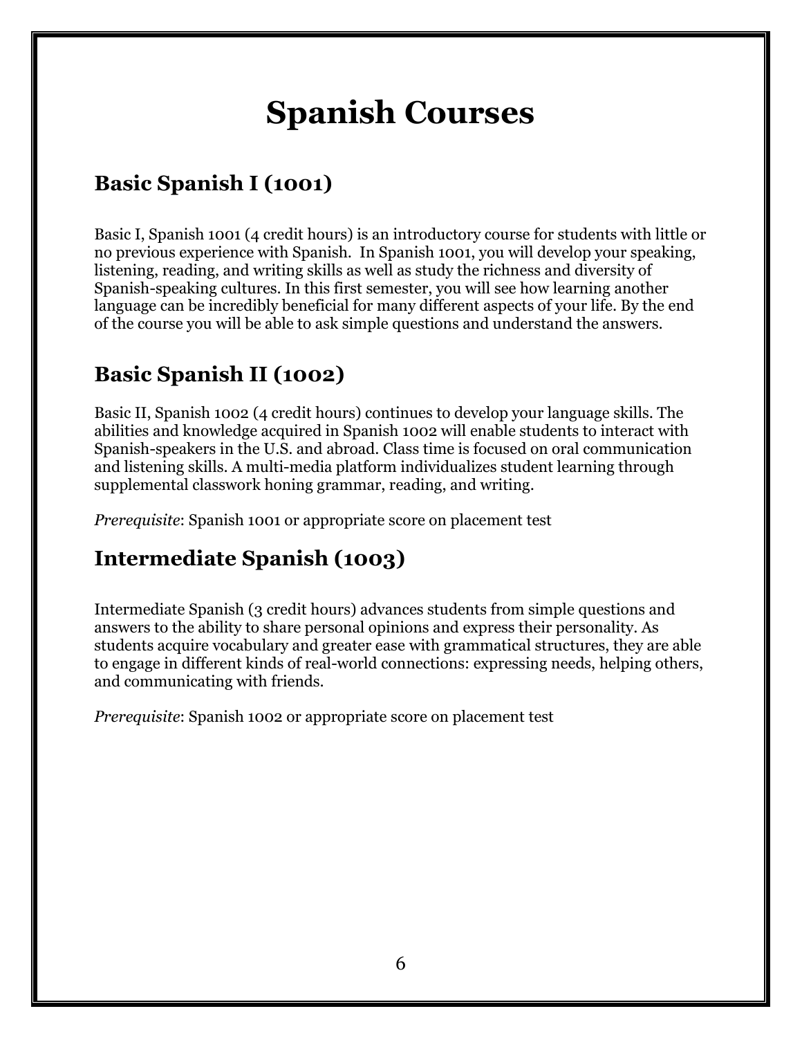# Spanish Courses

## Basic Spanish I (1001)

Basic I, Spanish 1001 (4 credit hours) is an introductory course for students with little or no previous experience with Spanish. In Spanish 1001, you will develop your speaking, listening, reading, and writing skills as well as study the richness and diversity of Spanish-speaking cultures. In this first semester, you will see how learning another language can be incredibly beneficial for many different aspects of your life. By the end of the course you will be able to ask simple questions and understand the answers.

## Basic Spanish II (1002)

Basic II, Spanish 1002 (4 credit hours) continues to develop your language skills. The abilities and knowledge acquired in Spanish 1002 will enable students to interact with Spanish-speakers in the U.S. and abroad. Class time is focused on oral communication and listening skills. A multi-media platform individualizes student learning through supplemental classwork honing grammar, reading, and writing.

*Prerequisite*: Spanish 1001 or appropriate score on placement test

## Intermediate Spanish (1003)

Intermediate Spanish (3 credit hours) advances students from simple questions and answers to the ability to share personal opinions and express their personality. As students acquire vocabulary and greater ease with grammatical structures, they are able to engage in different kinds of real-world connections: expressing needs, helping others, and communicating with friends.

*Prerequisite*: Spanish 1002 or appropriate score on placement test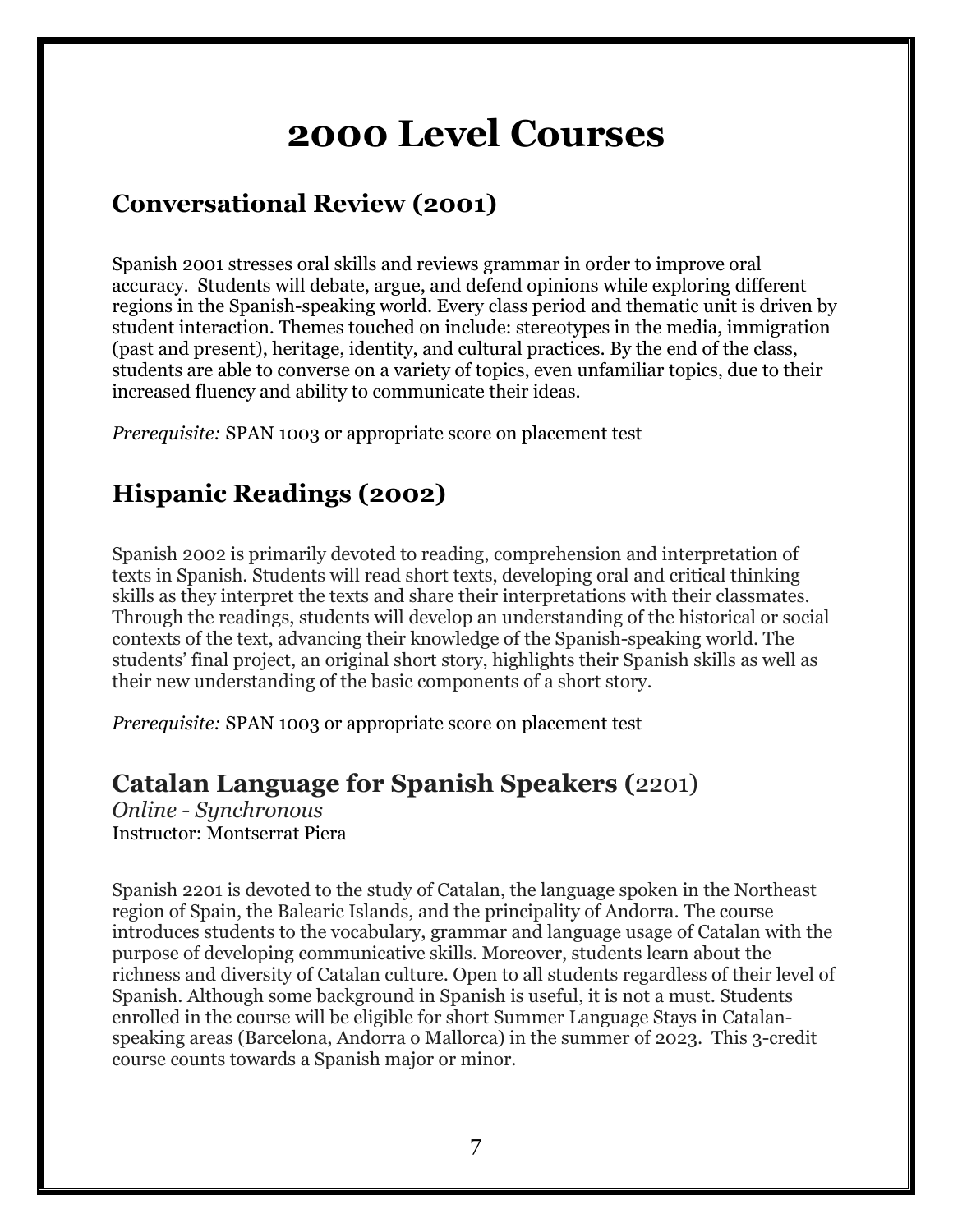# 2000 Level Courses

## Conversational Review (2001)

Spanish 2001 stresses oral skills and reviews grammar in order to improve oral accuracy. Students will debate, argue, and defend opinions while exploring different regions in the Spanish-speaking world. Every class period and thematic unit is driven by student interaction. Themes touched on include: stereotypes in the media, immigration (past and present), heritage, identity, and cultural practices. By the end of the class, students are able to converse on a variety of topics, even unfamiliar topics, due to their increased fluency and ability to communicate their ideas.

*Prerequisite:* SPAN 1003 or appropriate score on placement test

## Hispanic Readings (2002)

Spanish 2002 is primarily devoted to reading, comprehension and interpretation of texts in Spanish. Students will read short texts, developing oral and critical thinking skills as they interpret the texts and share their interpretations with their classmates. Through the readings, students will develop an understanding of the historical or social contexts of the text, advancing their knowledge of the Spanish-speaking world. The students' final project, an original short story, highlights their Spanish skills as well as their new understanding of the basic components of a short story.

*Prerequisite:* SPAN 1003 or appropriate score on placement test

## Catalan Language for Spanish Speakers (2201)

*Online - Synchronous*
Instructor: Montserrat Piera

Spanish 2201 is devoted to the study of Catalan, the language spoken in the Northeast region of Spain, the Balearic Islands, and the principality of Andorra. The course introduces students to the vocabulary, grammar and language usage of Catalan with the purpose of developing communicative skills. Moreover, students learn about the richness and diversity of Catalan culture. Open to all students regardless of their level of Spanish. Although some background in Spanish is useful, it is not a must. Students enrolled in the course will be eligible for short Summer Language Stays in Catalan-speaking areas (Barcelona, Andorra o Mallorca) in the summer of 2023. This 3-credit course counts towards a Spanish major or minor.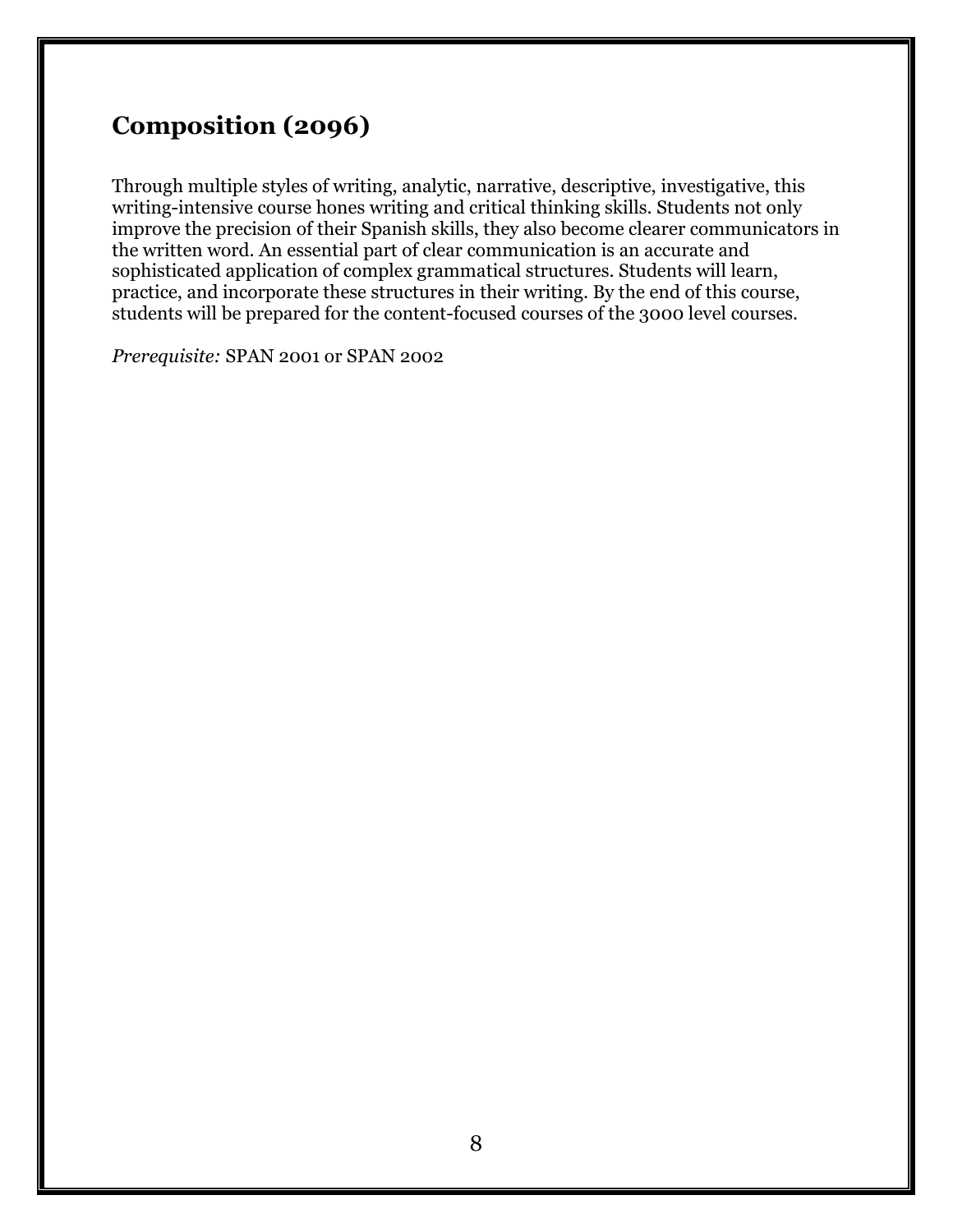## Composition (2096)

Through multiple styles of writing, analytic, narrative, descriptive, investigative, this writing-intensive course hones writing and critical thinking skills. Students not only improve the precision of their Spanish skills, they also become clearer communicators in the written word. An essential part of clear communication is an accurate and sophisticated application of complex grammatical structures. Students will learn, practice, and incorporate these structures in their writing. By the end of this course, students will be prepared for the content-focused courses of the 3000 level courses.

*Prerequisite:* SPAN 2001 or SPAN 2002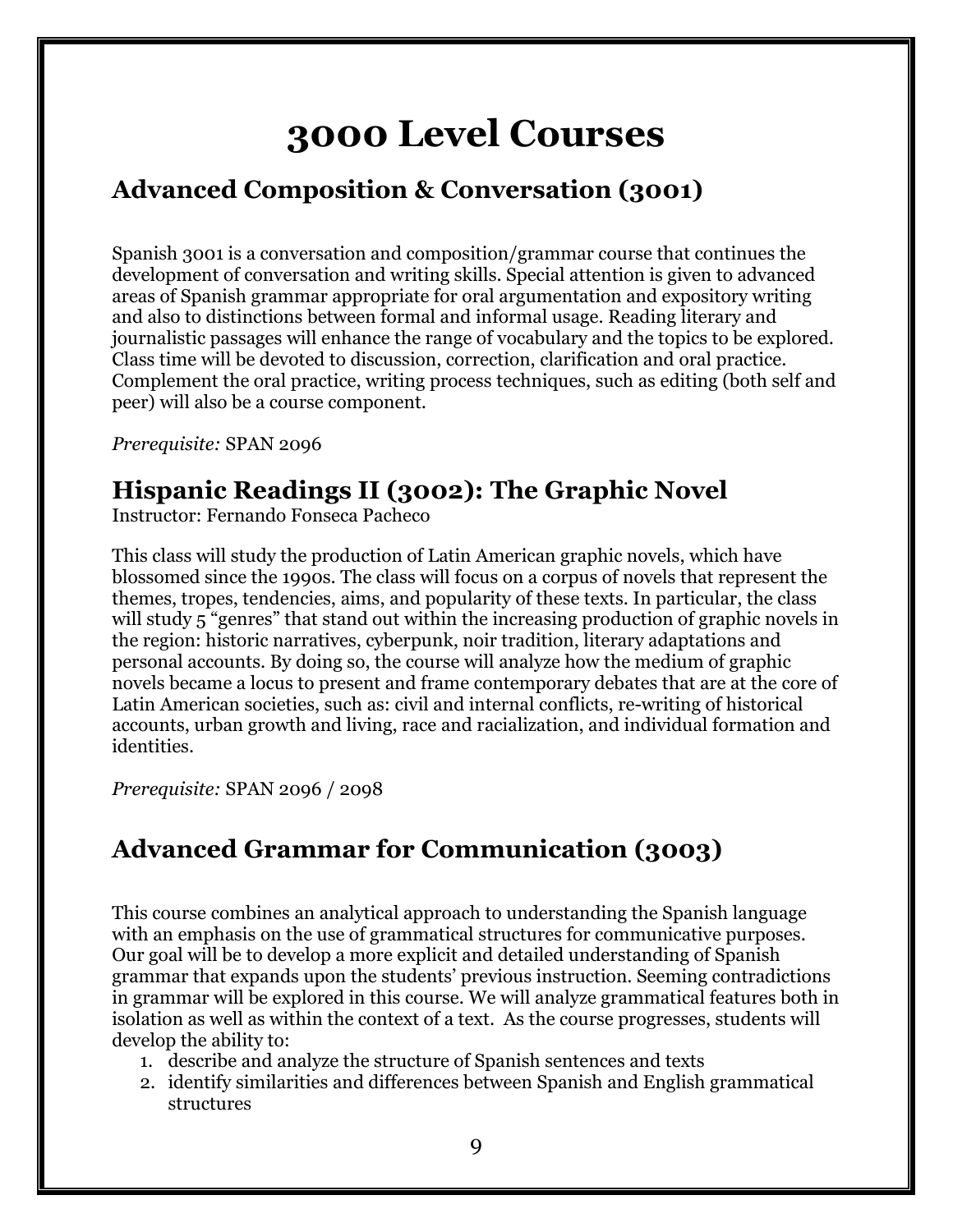# 3000 Level Courses

## Advanced Composition & Conversation (3001)

Spanish 3001 is a conversation and composition/grammar course that continues the development of conversation and writing skills. Special attention is given to advanced areas of Spanish grammar appropriate for oral argumentation and expository writing and also to distinctions between formal and informal usage. Reading literary and journalistic passages will enhance the range of vocabulary and the topics to be explored. Class time will be devoted to discussion, correction, clarification and oral practice. Complement the oral practice, writing process techniques, such as editing (both self and peer) will also be a course component.

*Prerequisite:* SPAN 2096

## Hispanic Readings II (3002): The Graphic Novel

Instructor: Fernando Fonseca Pacheco

This class will study the production of Latin American graphic novels, which have blossomed since the 1990s. The class will focus on a corpus of novels that represent the themes, tropes, tendencies, aims, and popularity of these texts. In particular, the class will study 5 "genres" that stand out within the increasing production of graphic novels in the region: historic narratives, cyberpunk, noir tradition, literary adaptations and personal accounts. By doing so, the course will analyze how the medium of graphic novels became a locus to present and frame contemporary debates that are at the core of Latin American societies, such as: civil and internal conflicts, re-writing of historical accounts, urban growth and living, race and racialization, and individual formation and identities.

*Prerequisite:* SPAN 2096 / 2098

## Advanced Grammar for Communication (3003)

This course combines an analytical approach to understanding the Spanish language with an emphasis on the use of grammatical structures for communicative purposes. Our goal will be to develop a more explicit and detailed understanding of Spanish grammar that expands upon the students' previous instruction. Seeming contradictions in grammar will be explored in this course. We will analyze grammatical features both in isolation as well as within the context of a text. As the course progresses, students will develop the ability to:

1. describe and analyze the structure of Spanish sentences and texts
2. identify similarities and differences between Spanish and English grammatical structures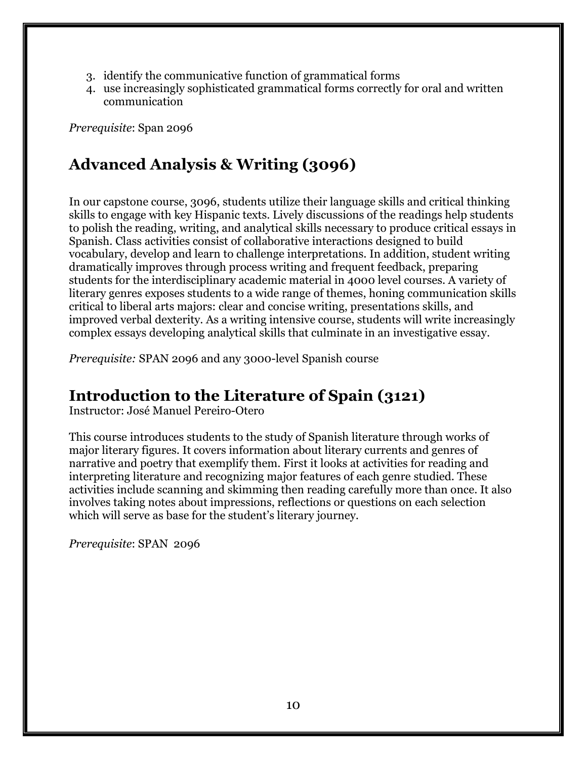3. identify the communicative function of grammatical forms
4. use increasingly sophisticated grammatical forms correctly for oral and written communication

*Prerequisite*: Span 2096

## Advanced Analysis & Writing (3096)

In our capstone course, 3096, students utilize their language skills and critical thinking skills to engage with key Hispanic texts. Lively discussions of the readings help students to polish the reading, writing, and analytical skills necessary to produce critical essays in Spanish. Class activities consist of collaborative interactions designed to build vocabulary, develop and learn to challenge interpretations. In addition, student writing dramatically improves through process writing and frequent feedback, preparing students for the interdisciplinary academic material in 4000 level courses. A variety of literary genres exposes students to a wide range of themes, honing communication skills critical to liberal arts majors: clear and concise writing, presentations skills, and improved verbal dexterity. As a writing intensive course, students will write increasingly complex essays developing analytical skills that culminate in an investigative essay.

*Prerequisite:* SPAN 2096 and any 3000-level Spanish course

## Introduction to the Literature of Spain (3121)

Instructor: José Manuel Pereiro-Otero

This course introduces students to the study of Spanish literature through works of major literary figures. It covers information about literary currents and genres of narrative and poetry that exemplify them. First it looks at activities for reading and interpreting literature and recognizing major features of each genre studied. These activities include scanning and skimming then reading carefully more than once. It also involves taking notes about impressions, reflections or questions on each selection which will serve as base for the student's literary journey.

*Prerequisite*: SPAN 2096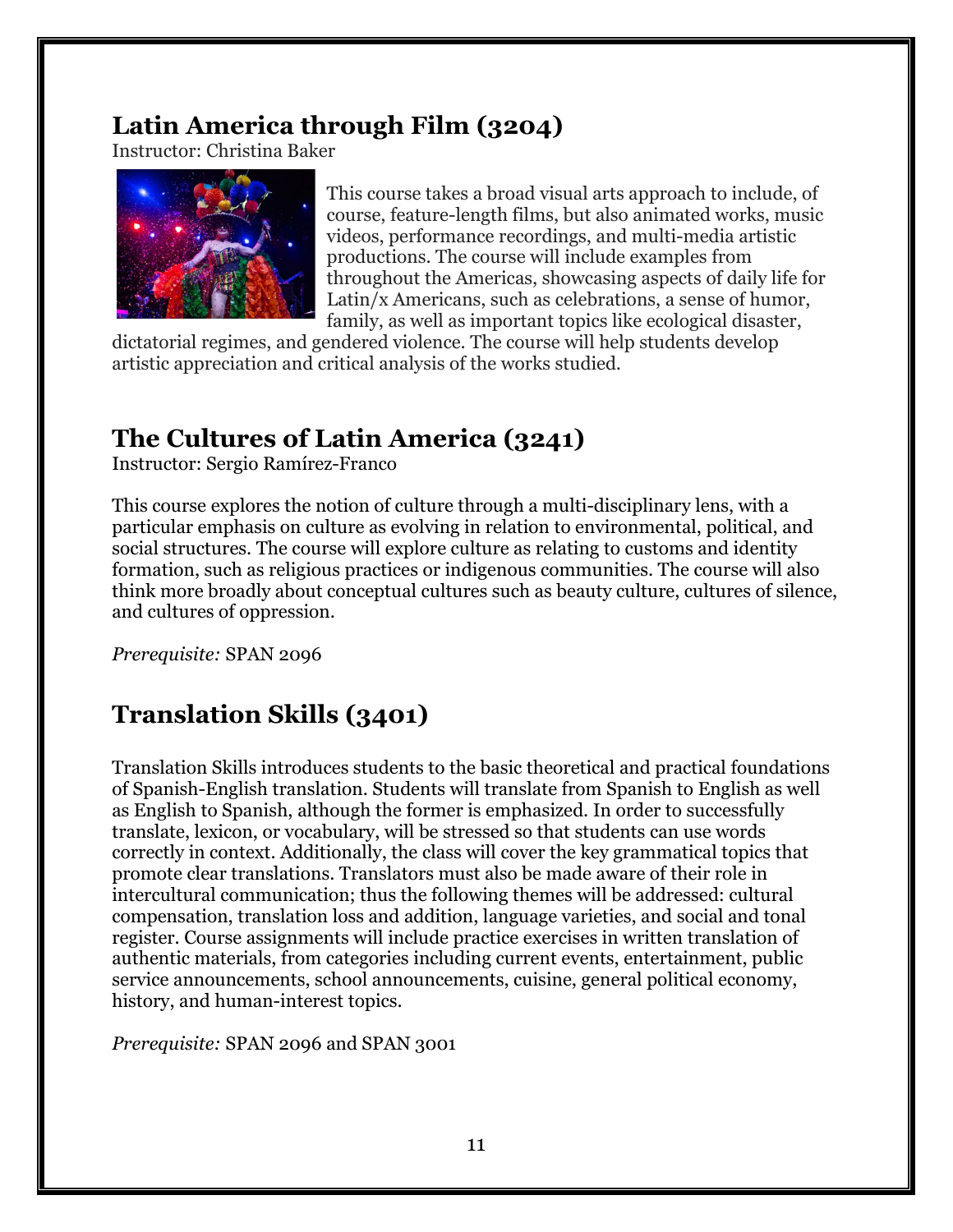## Latin America through Film (3204)

Instructor: Christina Baker

This course takes a broad visual arts approach to include, of course, feature-length films, but also animated works, music videos, performance recordings, and multi-media artistic productions. The course will include examples from throughout the Americas, showcasing aspects of daily life for Latin/x Americans, such as celebrations, a sense of humor, family, as well as important topics like ecological disaster, dictatorial regimes, and gendered violence. The course will help students develop artistic appreciation and critical analysis of the works studied.

## The Cultures of Latin America (3241)

Instructor: Sergio Ramírez-Franco

This course explores the notion of culture through a multi-disciplinary lens, with a particular emphasis on culture as evolving in relation to environmental, political, and social structures. The course will explore culture as relating to customs and identity formation, such as religious practices or indigenous communities. The course will also think more broadly about conceptual cultures such as beauty culture, cultures of silence, and cultures of oppression.

*Prerequisite:* SPAN 2096

## Translation Skills (3401)

Translation Skills introduces students to the basic theoretical and practical foundations of Spanish-English translation. Students will translate from Spanish to English as well as English to Spanish, although the former is emphasized. In order to successfully translate, lexicon, or vocabulary, will be stressed so that students can use words correctly in context. Additionally, the class will cover the key grammatical topics that promote clear translations. Translators must also be made aware of their role in intercultural communication; thus the following themes will be addressed: cultural compensation, translation loss and addition, language varieties, and social and tonal register. Course assignments will include practice exercises in written translation of authentic materials, from categories including current events, entertainment, public service announcements, school announcements, cuisine, general political economy, history, and human-interest topics.

*Prerequisite:* SPAN 2096 and SPAN 3001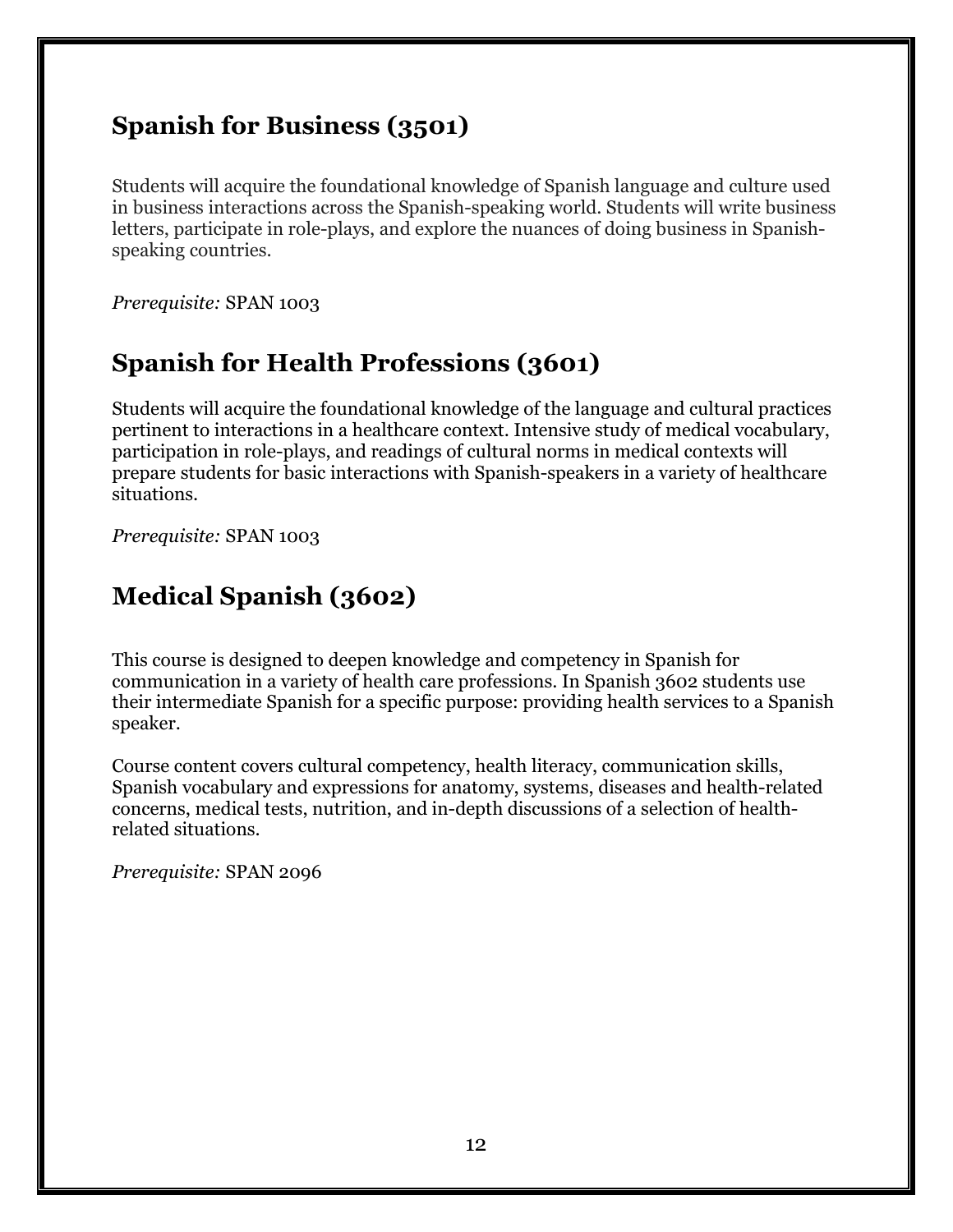## Spanish for Business (3501)

Students will acquire the foundational knowledge of Spanish language and culture used in business interactions across the Spanish-speaking world. Students will write business letters, participate in role-plays, and explore the nuances of doing business in Spanish-speaking countries.

*Prerequisite:* SPAN 1003

## Spanish for Health Professions (3601)

Students will acquire the foundational knowledge of the language and cultural practices pertinent to interactions in a healthcare context. Intensive study of medical vocabulary, participation in role-plays, and readings of cultural norms in medical contexts will prepare students for basic interactions with Spanish-speakers in a variety of healthcare situations.

*Prerequisite:* SPAN 1003

## Medical Spanish (3602)

This course is designed to deepen knowledge and competency in Spanish for communication in a variety of health care professions. In Spanish 3602 students use their intermediate Spanish for a specific purpose: providing health services to a Spanish speaker.

Course content covers cultural competency, health literacy, communication skills, Spanish vocabulary and expressions for anatomy, systems, diseases and health-related concerns, medical tests, nutrition, and in-depth discussions of a selection of health-related situations.

*Prerequisite:* SPAN 2096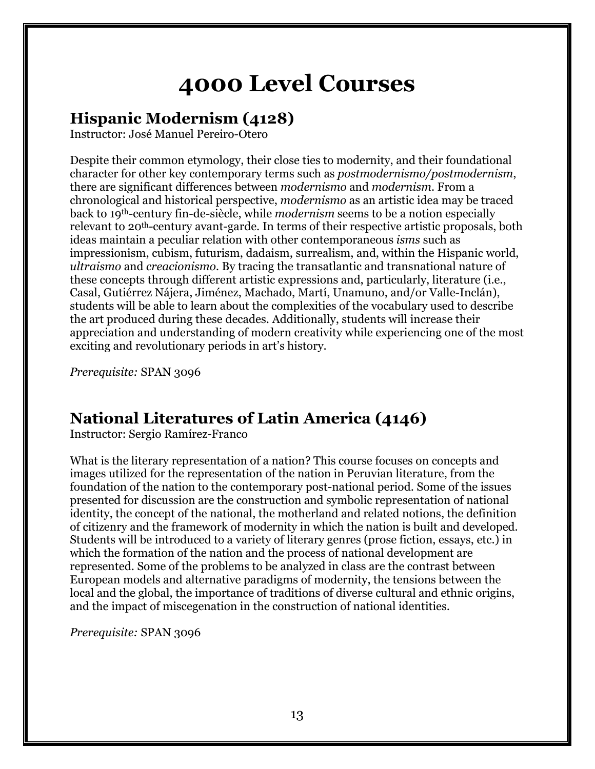# 4000 Level Courses

## Hispanic Modernism (4128)

Instructor: José Manuel Pereiro-Otero

Despite their common etymology, their close ties to modernity, and their foundational character for other key contemporary terms such as *postmodernismo/postmodernism*, there are significant differences between *modernismo* and *modernism*. From a chronological and historical perspective, *modernismo* as an artistic idea may be traced back to 19th-century fin-de-siècle, while *modernism* seems to be a notion especially relevant to 20th-century avant-garde. In terms of their respective artistic proposals, both ideas maintain a peculiar relation with other contemporaneous *isms* such as impressionism, cubism, futurism, dadaism, surrealism, and, within the Hispanic world, *ultraismo* and *creacionismo*. By tracing the transatlantic and transnational nature of these concepts through different artistic expressions and, particularly, literature (i.e., Casal, Gutiérrez Nájera, Jiménez, Machado, Martí, Unamuno, and/or Valle-Inclán), students will be able to learn about the complexities of the vocabulary used to describe the art produced during these decades. Additionally, students will increase their appreciation and understanding of modern creativity while experiencing one of the most exciting and revolutionary periods in art's history.

*Prerequisite:* SPAN 3096

## National Literatures of Latin America (4146)

Instructor: Sergio Ramírez-Franco

What is the literary representation of a nation? This course focuses on concepts and images utilized for the representation of the nation in Peruvian literature, from the foundation of the nation to the contemporary post-national period. Some of the issues presented for discussion are the construction and symbolic representation of national identity, the concept of the national, the motherland and related notions, the definition of citizenry and the framework of modernity in which the nation is built and developed. Students will be introduced to a variety of literary genres (prose fiction, essays, etc.) in which the formation of the nation and the process of national development are represented. Some of the problems to be analyzed in class are the contrast between European models and alternative paradigms of modernity, the tensions between the local and the global, the importance of traditions of diverse cultural and ethnic origins, and the impact of miscegenation in the construction of national identities.

*Prerequisite:* SPAN 3096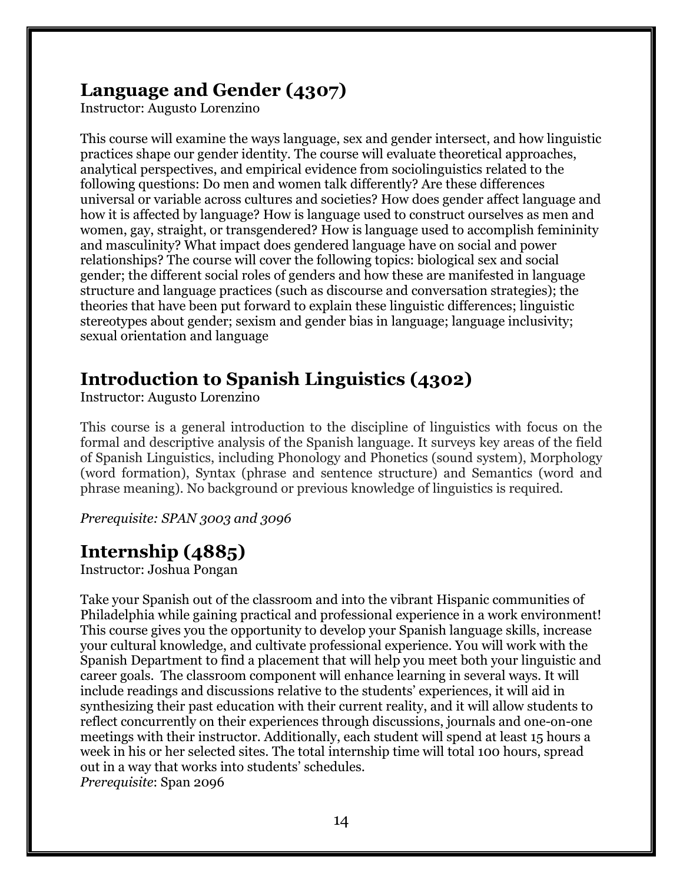## Language and Gender (4307)

Instructor: Augusto Lorenzino

This course will examine the ways language, sex and gender intersect, and how linguistic practices shape our gender identity. The course will evaluate theoretical approaches, analytical perspectives, and empirical evidence from sociolinguistics related to the following questions: Do men and women talk differently? Are these differences universal or variable across cultures and societies? How does gender affect language and how it is affected by language? How is language used to construct ourselves as men and women, gay, straight, or transgendered? How is language used to accomplish femininity and masculinity? What impact does gendered language have on social and power relationships? The course will cover the following topics: biological sex and social gender; the different social roles of genders and how these are manifested in language structure and language practices (such as discourse and conversation strategies); the theories that have been put forward to explain these linguistic differences; linguistic stereotypes about gender; sexism and gender bias in language; language inclusivity; sexual orientation and language

## Introduction to Spanish Linguistics (4302)

Instructor: Augusto Lorenzino

This course is a general introduction to the discipline of linguistics with focus on the formal and descriptive analysis of the Spanish language. It surveys key areas of the field of Spanish Linguistics, including Phonology and Phonetics (sound system), Morphology (word formation), Syntax (phrase and sentence structure) and Semantics (word and phrase meaning). No background or previous knowledge of linguistics is required.

*Prerequisite: SPAN 3003 and 3096*

## Internship (4885)

Instructor: Joshua Pongan

Take your Spanish out of the classroom and into the vibrant Hispanic communities of Philadelphia while gaining practical and professional experience in a work environment! This course gives you the opportunity to develop your Spanish language skills, increase your cultural knowledge, and cultivate professional experience. You will work with the Spanish Department to find a placement that will help you meet both your linguistic and career goals. The classroom component will enhance learning in several ways. It will include readings and discussions relative to the students' experiences, it will aid in synthesizing their past education with their current reality, and it will allow students to reflect concurrently on their experiences through discussions, journals and one-on-one meetings with their instructor. Additionally, each student will spend at least 15 hours a week in his or her selected sites. The total internship time will total 100 hours, spread out in a way that works into students' schedules.
*Prerequisite*: Span 2096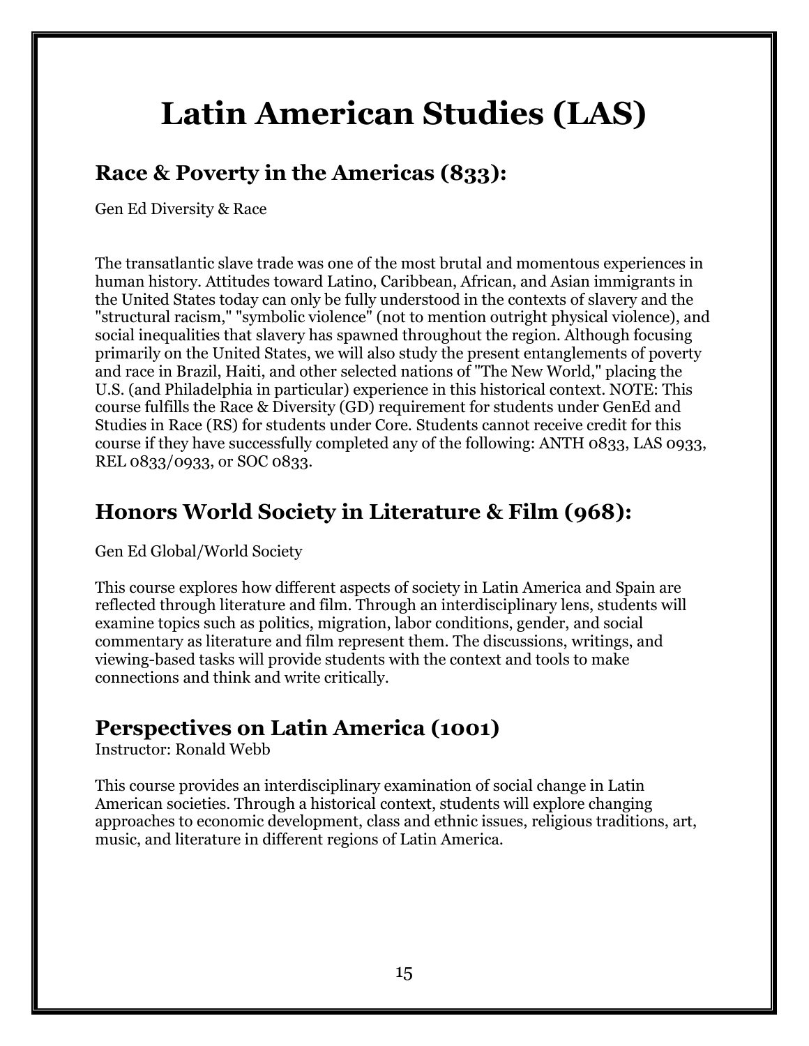# Latin American Studies (LAS)

## Race & Poverty in the Americas (833):

Gen Ed Diversity & Race

The transatlantic slave trade was one of the most brutal and momentous experiences in human history. Attitudes toward Latino, Caribbean, African, and Asian immigrants in the United States today can only be fully understood in the contexts of slavery and the "structural racism," "symbolic violence" (not to mention outright physical violence), and social inequalities that slavery has spawned throughout the region. Although focusing primarily on the United States, we will also study the present entanglements of poverty and race in Brazil, Haiti, and other selected nations of "The New World," placing the U.S. (and Philadelphia in particular) experience in this historical context. NOTE: This course fulfills the Race & Diversity (GD) requirement for students under GenEd and Studies in Race (RS) for students under Core. Students cannot receive credit for this course if they have successfully completed any of the following: ANTH 0833, LAS 0933, REL 0833/0933, or SOC 0833.

## Honors World Society in Literature & Film (968):

Gen Ed Global/World Society

This course explores how different aspects of society in Latin America and Spain are reflected through literature and film. Through an interdisciplinary lens, students will examine topics such as politics, migration, labor conditions, gender, and social commentary as literature and film represent them. The discussions, writings, and viewing-based tasks will provide students with the context and tools to make connections and think and write critically.

## Perspectives on Latin America (1001)

Instructor: Ronald Webb

This course provides an interdisciplinary examination of social change in Latin American societies. Through a historical context, students will explore changing approaches to economic development, class and ethnic issues, religious traditions, art, music, and literature in different regions of Latin America.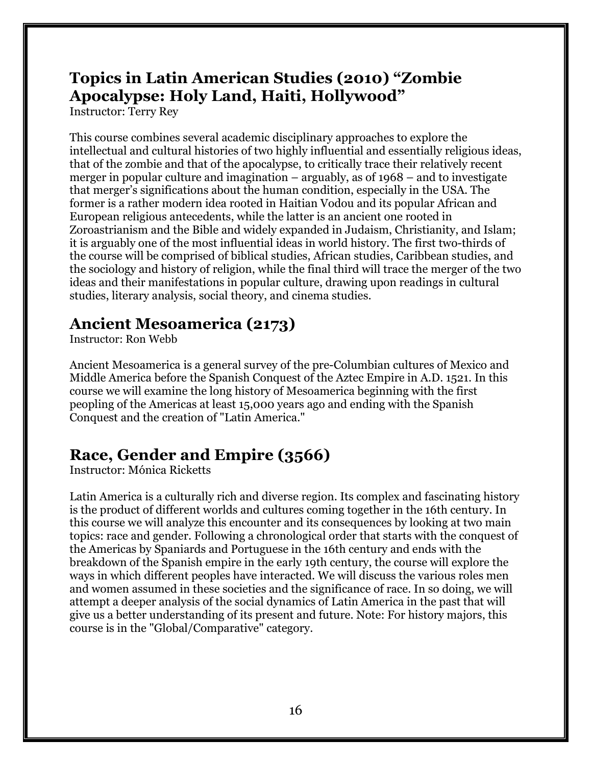## Topics in Latin American Studies (2010) "Zombie Apocalypse: Holy Land, Haiti, Hollywood"

Instructor: Terry Rey

This course combines several academic disciplinary approaches to explore the intellectual and cultural histories of two highly influential and essentially religious ideas, that of the zombie and that of the apocalypse, to critically trace their relatively recent merger in popular culture and imagination – arguably, as of 1968 – and to investigate that merger's significations about the human condition, especially in the USA. The former is a rather modern idea rooted in Haitian Vodou and its popular African and European religious antecedents, while the latter is an ancient one rooted in Zoroastrianism and the Bible and widely expanded in Judaism, Christianity, and Islam; it is arguably one of the most influential ideas in world history. The first two-thirds of the course will be comprised of biblical studies, African studies, Caribbean studies, and the sociology and history of religion, while the final third will trace the merger of the two ideas and their manifestations in popular culture, drawing upon readings in cultural studies, literary analysis, social theory, and cinema studies.

## Ancient Mesoamerica (2173)

Instructor: Ron Webb

Ancient Mesoamerica is a general survey of the pre-Columbian cultures of Mexico and Middle America before the Spanish Conquest of the Aztec Empire in A.D. 1521. In this course we will examine the long history of Mesoamerica beginning with the first peopling of the Americas at least 15,000 years ago and ending with the Spanish Conquest and the creation of "Latin America."

## Race, Gender and Empire (3566)

Instructor: Mónica Ricketts

Latin America is a culturally rich and diverse region. Its complex and fascinating history is the product of different worlds and cultures coming together in the 16th century. In this course we will analyze this encounter and its consequences by looking at two main topics: race and gender. Following a chronological order that starts with the conquest of the Americas by Spaniards and Portuguese in the 16th century and ends with the breakdown of the Spanish empire in the early 19th century, the course will explore the ways in which different peoples have interacted. We will discuss the various roles men and women assumed in these societies and the significance of race. In so doing, we will attempt a deeper analysis of the social dynamics of Latin America in the past that will give us a better understanding of its present and future. Note: For history majors, this course is in the "Global/Comparative" category.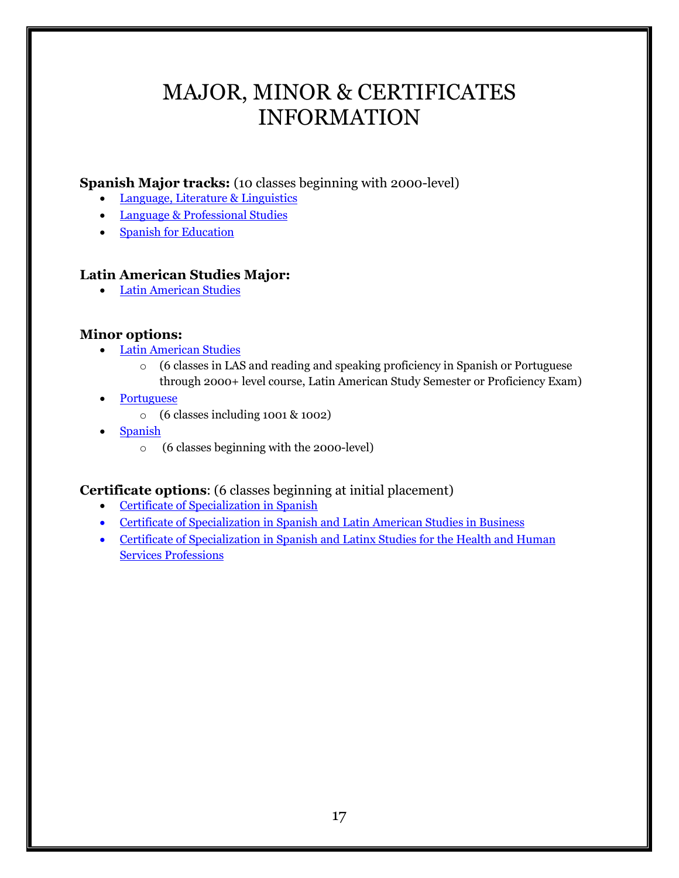# MAJOR, MINOR & CERTIFICATES INFORMATION

**Spanish Major tracks:** (10 classes beginning with 2000-level)

- Language, Literature & Linguistics
- Language & Professional Studies
- Spanish for Education

**Latin American Studies Major:**

- Latin American Studies

**Minor options:**

- Latin American Studies
    - (6 classes in LAS and reading and speaking proficiency in Spanish or Portuguese through 2000+ level course, Latin American Study Semester or Proficiency Exam)
- Portuguese
    - (6 classes including 1001 & 1002)
- Spanish
    - (6 classes beginning with the 2000-level)

**Certificate options**: (6 classes beginning at initial placement)

- Certificate of Specialization in Spanish
- Certificate of Specialization in Spanish and Latin American Studies in Business
- Certificate of Specialization in Spanish and Latinx Studies for the Health and Human Services Professions